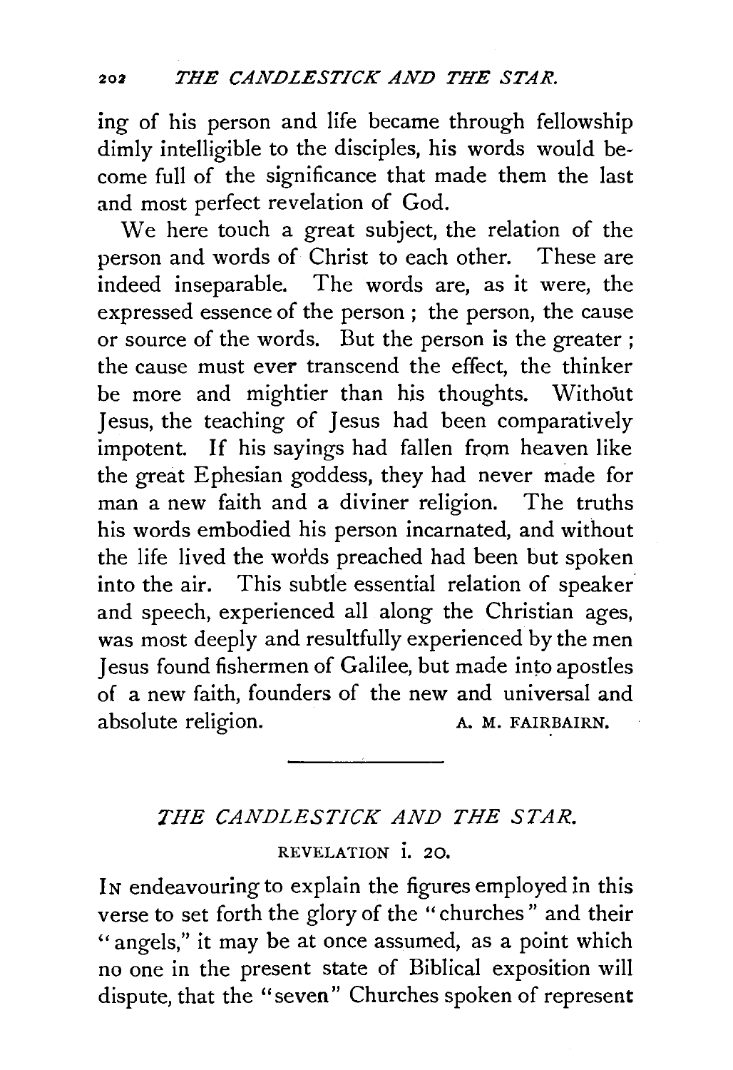ing of his person and life became through fellowship dimly intelligible to the disciples, his words would become full of the significance that made them the last and most perfect revelation of God.

We here touch a great subject, the relation of the person and words of Christ to each other. These are indeed inseparable. The words are, as it were, the expressed essence of the person; the person, the cause or source of the words. But the person is the greater; the cause must ever transcend the effect, the thinker be more and mightier than his thoughts. Without Jesus, the teaching of Jesus had been comparatively impotent. If his sayings had fallen from heaven like the great Ephesian goddess, they had never made for man a new faith and a diviner religion. The truths his words embodied his person incarnated, and without the life lived the words preached had been but spoken into the air. This subtle essential relation of speaker and speech, experienced all along the Christian ages, was most deeply and resultfully experienced by the men Jesus found fishermen of Galilee, but made into apostles of a new faith, founders of the new and universal and absolute religion.

A. M. FAIRBAIRN.

---

## *THE CANDLESTICK AND THE STAR.*

REVELATION i. 20.

IN endeavouring to explain the figures employed in this verse to set forth the glory of the "churches" and their "angels," it may be at once assumed, as a point which no one in the present state of Biblical exposition will dispute, that the "seven" Churches spoken of represent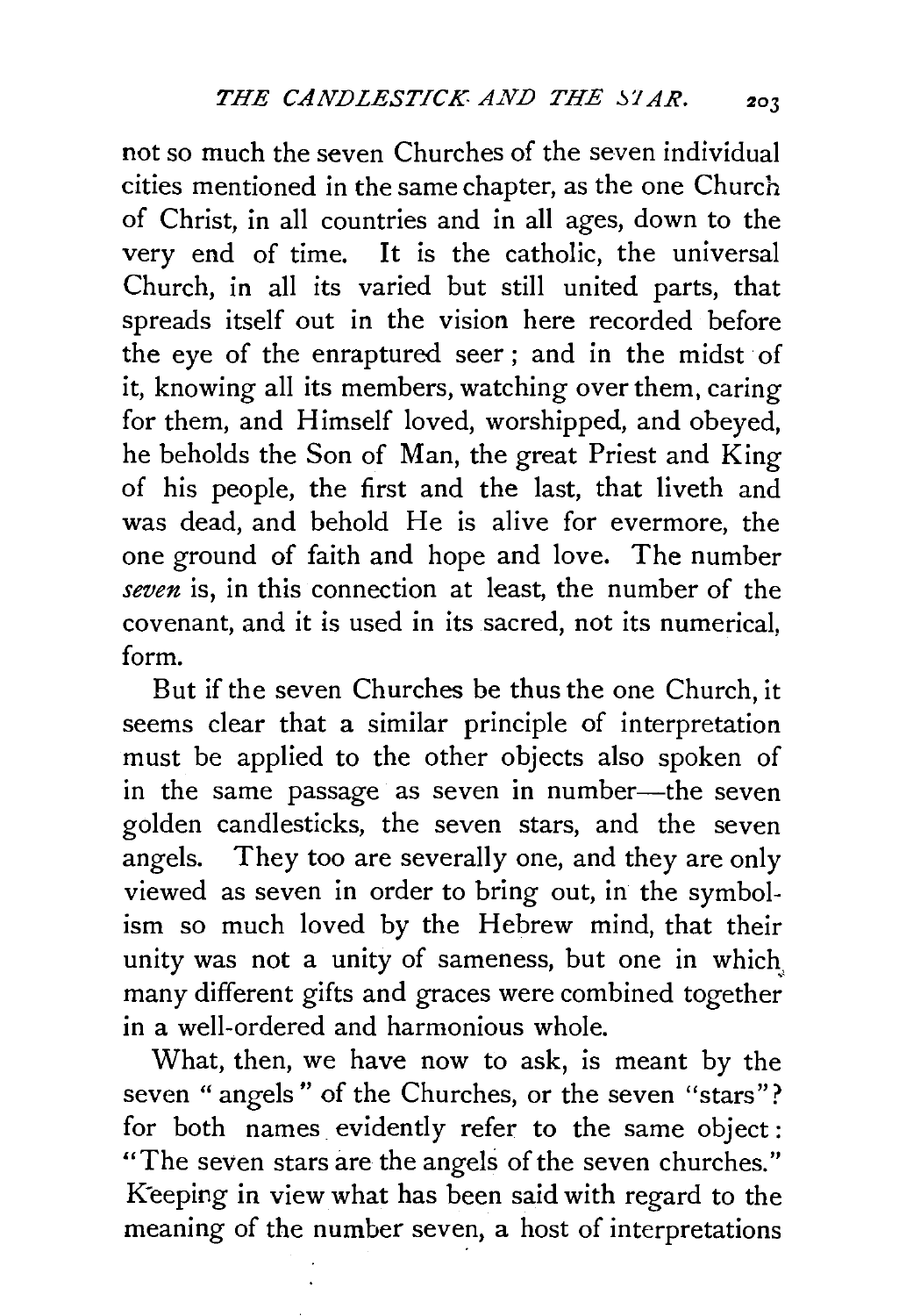not so much the seven Churches of the seven individual cities mentioned in the same chapter, as the one Church of Christ, in all countries and in all ages, down to the very end of time. It is the catholic, the universal Church, in all its varied but still united parts, that spreads itself out in the vision here recorded before the eye of the enraptured seer; and in the midst of it, knowing all its members, watching over them, caring for them, and Himself loved, worshipped, and obeyed, he beholds the Son of Man, the great Priest and King of his people, the first and the last, that liveth and was dead, and behold He is alive for evermore, the one ground of faith and hope and love. The number *seven* is, in this connection at least, the number of the covenant, and it is used in its sacred, not its numerical, form.

But if the seven Churches be thus the one Church, it seems clear that a similar principle of interpretation must be applied to the other objects also spoken of in the same passage as seven in number—the seven golden candlesticks, the seven stars, and the seven angels. They too are severally one, and they are only viewed as seven in order to bring out, in the symbolism so much loved by the Hebrew mind, that their unity was not a unity of sameness, but one in which many different gifts and graces were combined together in a well-ordered and harmonious whole.

What, then, we have now to ask, is meant by the seven "angels" of the Churches, or the seven "stars"? for both names evidently refer to the same object: "The seven stars are the angels of the seven churches." Keeping in view what has been said with regard to the meaning of the number seven, a host of interpretations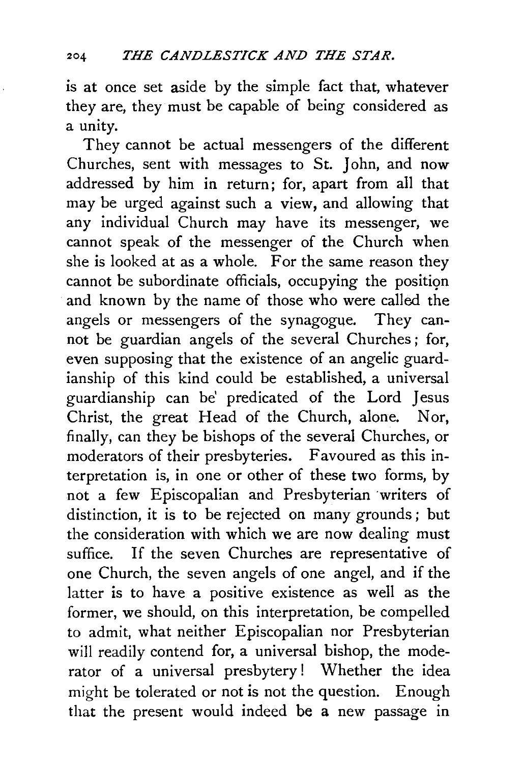is at once set aside by the simple fact that, whatever they are, they must be capable of being considered as a unity.

They cannot be actual messengers of the different Churches, sent with messages to St. John, and now addressed by him in return; for, apart from all that may be urged against such a view, and allowing that any individual Church may have its messenger, we cannot speak of the messenger of the Church when she is looked at as a whole. For the same reason they cannot be subordinate officials, occupying the position and known by the name of those who were called the angels or messengers of the synagogue. They cannot be guardian angels of the several Churches; for, even supposing that the existence of an angelic guardianship of this kind could be established, a universal guardianship can be predicated of the Lord Jesus Christ, the great Head of the Church, alone. Nor, finally, can they be bishops of the several Churches, or moderators of their presbyteries. Favoured as this interpretation is, in one or other of these two forms, by not a few Episcopalian and Presbyterian writers of distinction, it is to be rejected on many grounds; but the consideration with which we are now dealing must suffice. If the seven Churches are representative of one Church, the seven angels of one angel, and if the latter is to have a positive existence as well as the former, we should, on this interpretation, be compelled to admit, what neither Episcopalian nor Presbyterian will readily contend for, a universal bishop, the moderator of a universal presbytery! Whether the idea might be tolerated or not is not the question. Enough that the present would indeed be a new passage in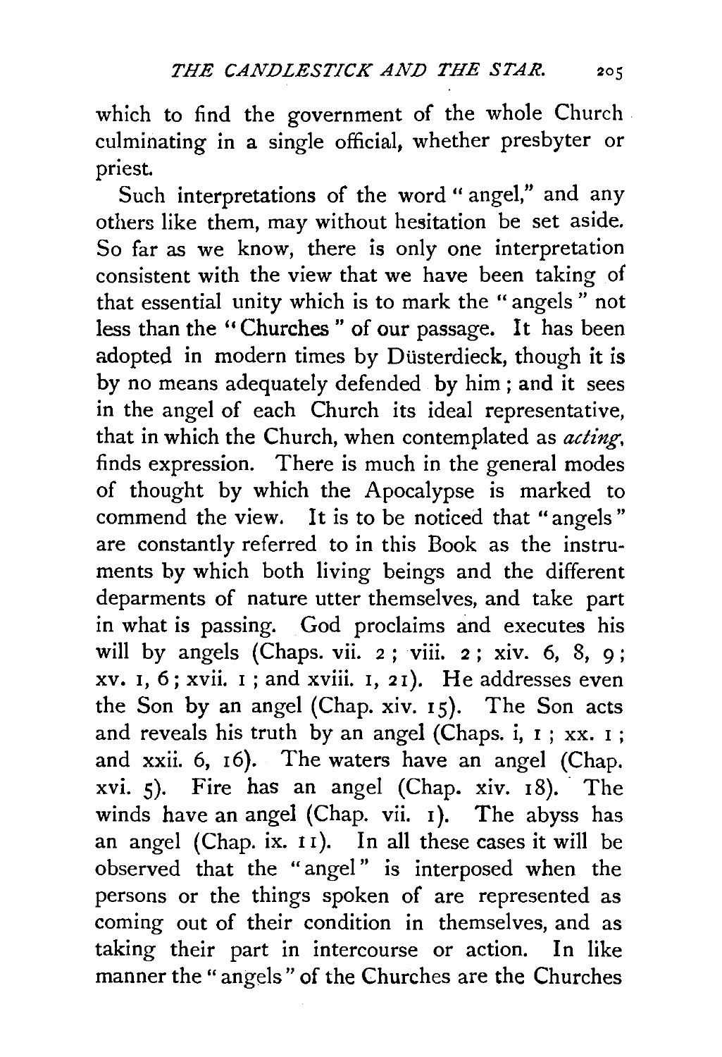which to find the government of the whole Church culminating in a single official, whether presbyter or priest.

Such interpretations of the word "angel," and any others like them, may without hesitation be set aside. So far as we know, there is only one interpretation consistent with the view that we have been taking of that essential unity which is to mark the "angels" not less than the "Churches" of our passage. It has been adopted in modern times by Düsterdieck, though it is by no means adequately defended by him; and it sees in the angel of each Church its ideal representative, that in which the Church, when contemplated as *acting*, finds expression. There is much in the general modes of thought by which the Apocalypse is marked to commend the view. It is to be noticed that "angels" are constantly referred to in this Book as the instruments by which both living beings and the different deparments of nature utter themselves, and take part in what is passing. God proclaims and executes his will by angels (Chaps. vii. 2; viii. 2; xiv. 6, 8, 9; xv. 1, 6; xvii. 1; and xviii. 1, 21). He addresses even the Son by an angel (Chap. xiv. 15). The Son acts and reveals his truth by an angel (Chaps. i, 1; xx. 1; and xxii. 6, 16). The waters have an angel (Chap. xvi. 5). Fire has an angel (Chap. xiv. 18). The winds have an angel (Chap. vii. 1). The abyss has an angel (Chap. ix. 11). In all these cases it will be observed that the "angel" is interposed when the persons or the things spoken of are represented as coming out of their condition in themselves, and as taking their part in intercourse or action. In like manner the "angels" of the Churches are the Churches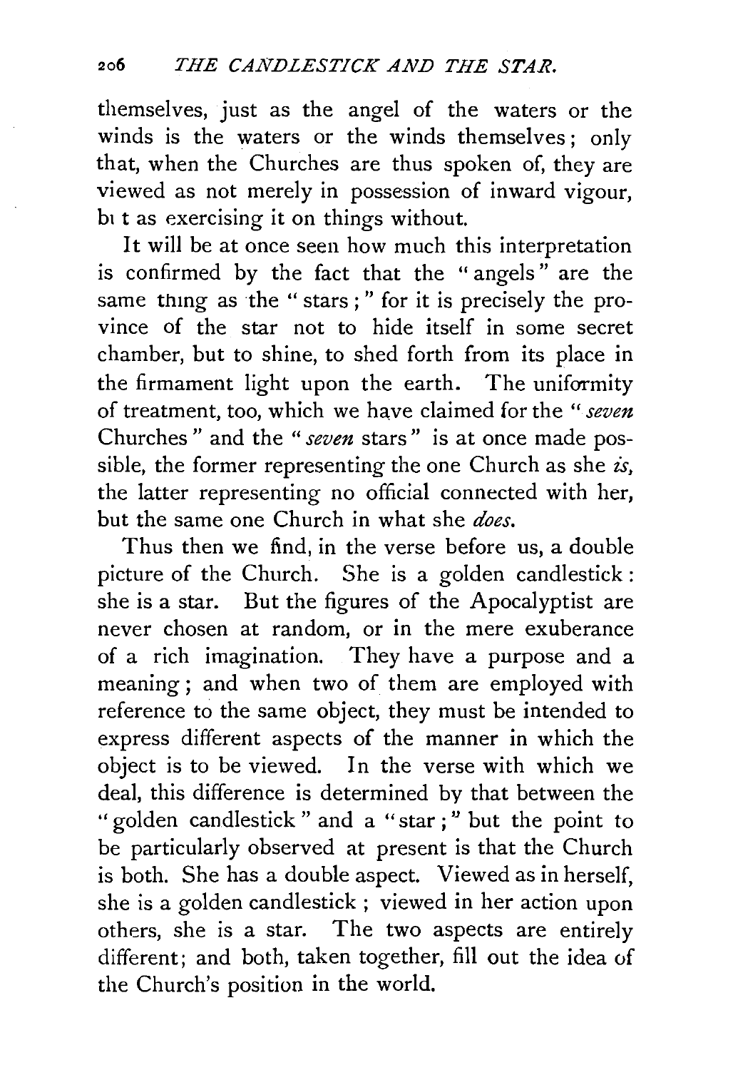themselves, just as the angel of the waters or the winds is the waters or the winds themselves; only that, when the Churches are thus spoken of, they are viewed as not merely in possession of inward vigour, but as exercising it on things without.

It will be at once seen how much this interpretation is confirmed by the fact that the "angels" are the same thing as the "stars;" for it is precisely the province of the star not to hide itself in some secret chamber, but to shine, to shed forth from its place in the firmament light upon the earth. The uniformity of treatment, too, which we have claimed for the "*seven* Churches" and the "*seven* stars" is at once made possible, the former representing the one Church as she *is*, the latter representing no official connected with her, but the same one Church in what she *does*.

Thus then we find, in the verse before us, a double picture of the Church. She is a golden candlestick: she is a star. But the figures of the Apocalyptist are never chosen at random, or in the mere exuberance of a rich imagination. They have a purpose and a meaning; and when two of them are employed with reference to the same object, they must be intended to express different aspects of the manner in which the object is to be viewed. In the verse with which we deal, this difference is determined by that between the "golden candlestick" and a "star;" but the point to be particularly observed at present is that the Church is both. She has a double aspect. Viewed as in herself, she is a golden candlestick; viewed in her action upon others, she is a star. The two aspects are entirely different; and both, taken together, fill out the idea of the Church's position in the world.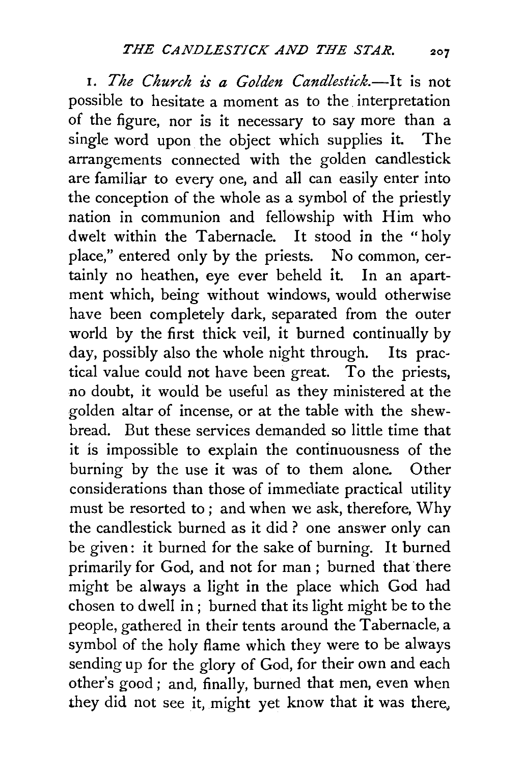1. *The Church is a Golden Candlestick.*—It is not possible to hesitate a moment as to the interpretation of the figure, nor is it necessary to say more than a single word upon the object which supplies it. The arrangements connected with the golden candlestick are familiar to every one, and all can easily enter into the conception of the whole as a symbol of the priestly nation in communion and fellowship with Him who dwelt within the Tabernacle. It stood in the "holy place," entered only by the priests. No common, certainly no heathen, eye ever beheld it. In an apartment which, being without windows, would otherwise have been completely dark, separated from the outer world by the first thick veil, it burned continually by day, possibly also the whole night through. Its practical value could not have been great. To the priests, no doubt, it would be useful as they ministered at the golden altar of incense, or at the table with the shewbread. But these services demanded so little time that it is impossible to explain the continuousness of the burning by the use it was of to them alone. Other considerations than those of immediate practical utility must be resorted to; and when we ask, therefore, Why the candlestick burned as it did? one answer only can be given: it burned for the sake of burning. It burned primarily for God, and not for man; burned that there might be always a light in the place which God had chosen to dwell in; burned that its light might be to the people, gathered in their tents around the Tabernacle, a symbol of the holy flame which they were to be always sending up for the glory of God, for their own and each other's good; and, finally, burned that men, even when they did not see it, might yet know that it was there,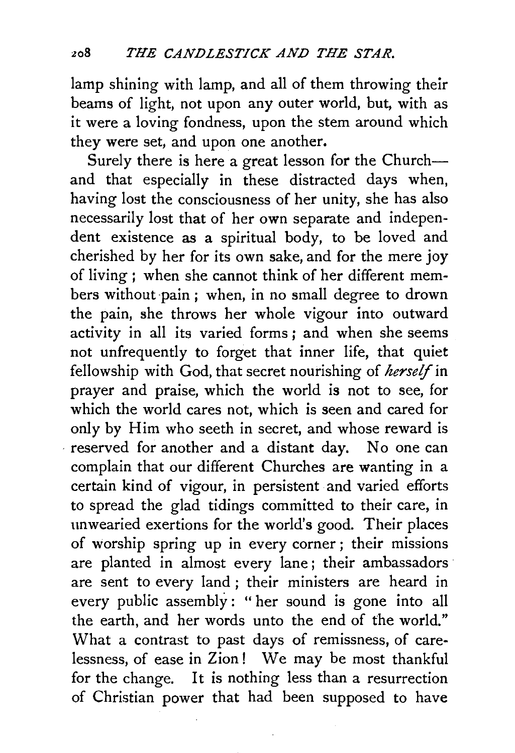lamp shining with lamp, and all of them throwing their beams of light, not upon any outer world, but, with as it were a loving fondness, upon the stem around which they were set, and upon one another.

Surely there is here a great lesson for the Church—and that especially in these distracted days when, having lost the consciousness of her unity, she has also necessarily lost that of her own separate and independent existence as a spiritual body, to be loved and cherished by her for its own sake, and for the mere joy of living; when she cannot think of her different members without pain; when, in no small degree to drown the pain, she throws her whole vigour into outward activity in all its varied forms; and when she seems not unfrequently to forget that inner life, that quiet fellowship with God, that secret nourishing of *herself* in prayer and praise, which the world is not to see, for which the world cares not, which is seen and cared for only by Him who seeth in secret, and whose reward is reserved for another and a distant day. No one can complain that our different Churches are wanting in a certain kind of vigour, in persistent and varied efforts to spread the glad tidings committed to their care, in unwearied exertions for the world's good. Their places of worship spring up in every corner; their missions are planted in almost every lane; their ambassadors are sent to every land; their ministers are heard in every public assembly: "her sound is gone into all the earth, and her words unto the end of the world." What a contrast to past days of remissness, of carelessness, of ease in Zion! We may be most thankful for the change. It is nothing less than a resurrection of Christian power that had been supposed to have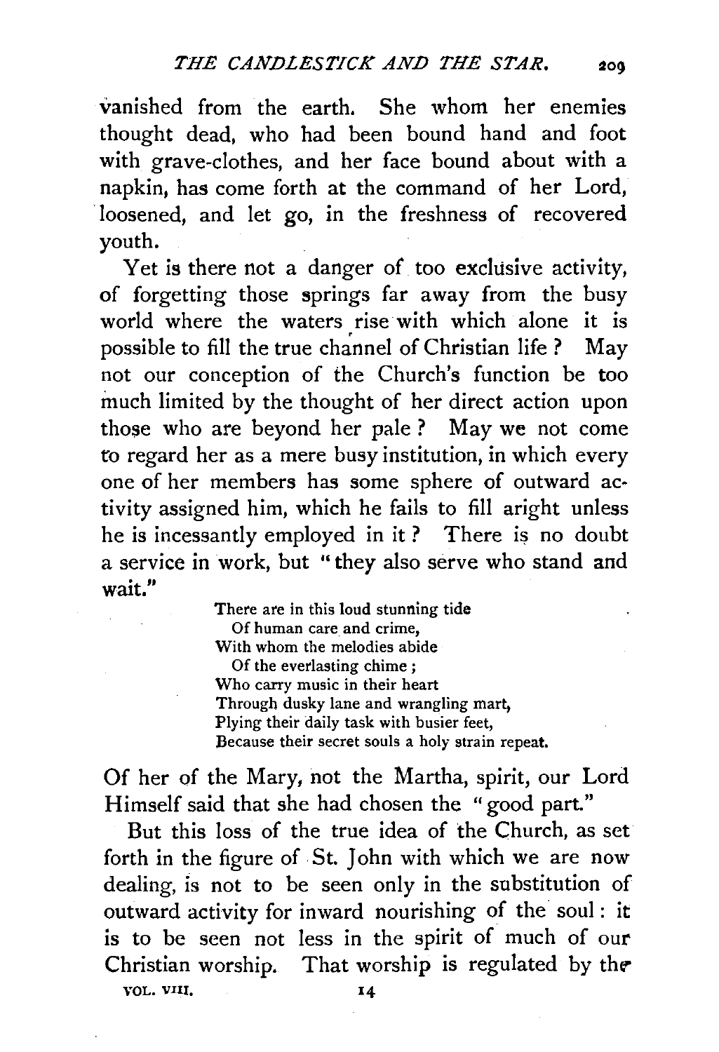vanished from the earth. She whom her enemies thought dead, who had been bound hand and foot with grave-clothes, and her face bound about with a napkin, has come forth at the command of her Lord, loosened, and let go, in the freshness of recovered youth.

Yet is there not a danger of too exclusive activity, of forgetting those springs far away from the busy world where the waters rise with which alone it is possible to fill the true channel of Christian life? May not our conception of the Church's function be too much limited by the thought of her direct action upon those who are beyond her pale? May we not come to regard her as a mere busy institution, in which every one of her members has some sphere of outward activity assigned him, which he fails to fill aright unless he is incessantly employed in it? There is no doubt a service in work, but "they also serve who stand and wait."

> There are in this loud stunning tide
> Of human care and crime,
> With whom the melodies abide
> Of the everlasting chime;
> Who carry music in their heart
> Through dusky lane and wrangling mart,
> Plying their daily task with busier feet,
> Because their secret souls a holy strain repeat.

Of her of the Mary, not the Martha, spirit, our Lord Himself said that she had chosen the "good part."

But this loss of the true idea of the Church, as set forth in the figure of St. John with which we are now dealing, is not to be seen only in the substitution of outward activity for inward nourishing of the soul: it is to be seen not less in the spirit of much of our Christian worship. That worship is regulated by the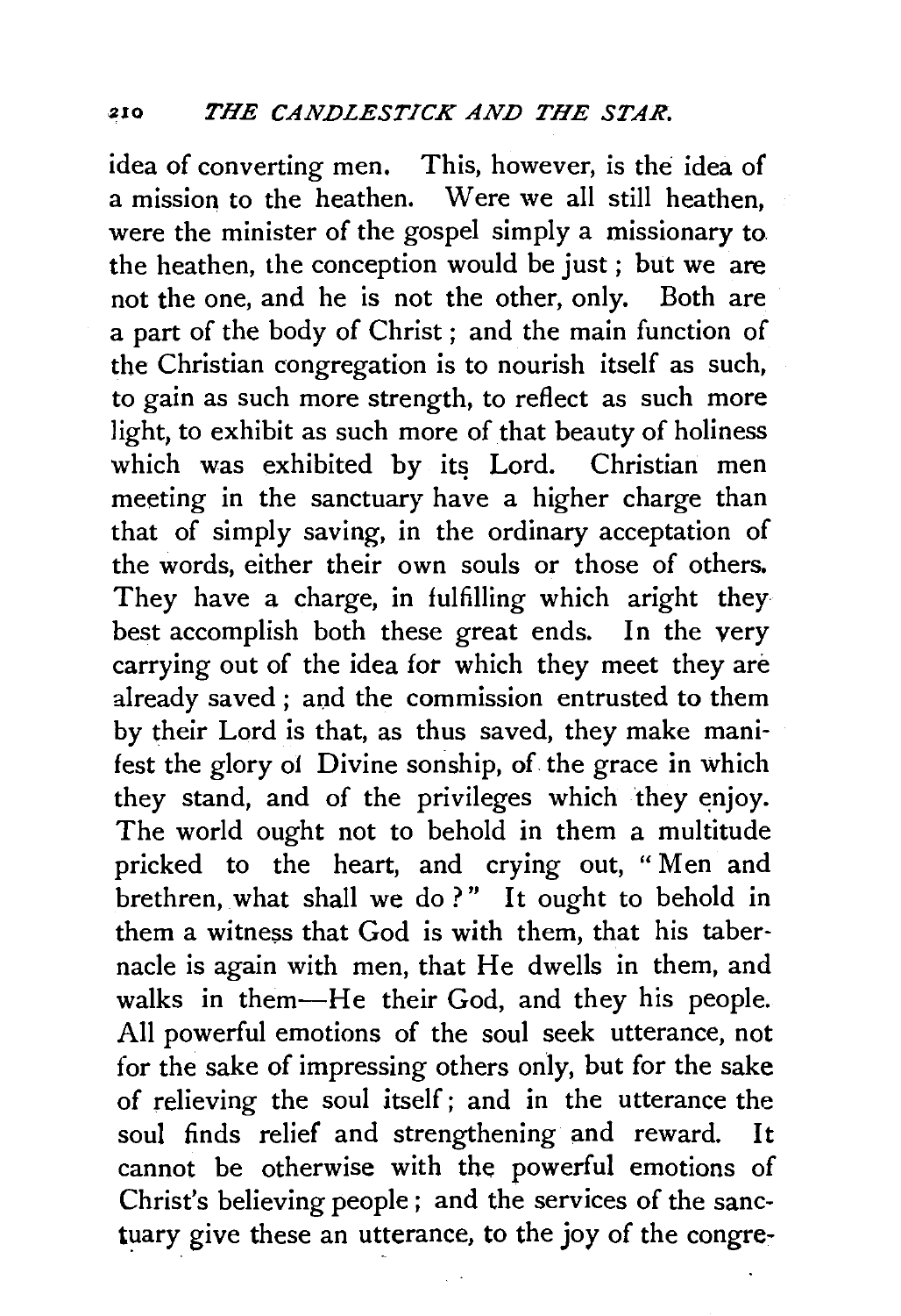idea of converting men. This, however, is the idea of a mission to the heathen. Were we all still heathen, were the minister of the gospel simply a missionary to the heathen, the conception would be just; but we are not the one, and he is not the other, only. Both are a part of the body of Christ; and the main function of the Christian congregation is to nourish itself as such, to gain as such more strength, to reflect as such more light, to exhibit as such more of that beauty of holiness which was exhibited by its Lord. Christian men meeting in the sanctuary have a higher charge than that of simply saving, in the ordinary acceptation of the words, either their own souls or those of others. They have a charge, in fulfilling which aright they best accomplish both these great ends. In the very carrying out of the idea for which they meet they are already saved; and the commission entrusted to them by their Lord is that, as thus saved, they make manifest the glory of Divine sonship, of the grace in which they stand, and of the privileges which they enjoy. The world ought not to behold in them a multitude pricked to the heart, and crying out, "Men and brethren, what shall we do?" It ought to behold in them a witness that God is with them, that his tabernacle is again with men, that He dwells in them, and walks in them—He their God, and they his people. All powerful emotions of the soul seek utterance, not for the sake of impressing others only, but for the sake of relieving the soul itself; and in the utterance the soul finds relief and strengthening and reward. It cannot be otherwise with the powerful emotions of Christ's believing people; and the services of the sanctuary give these an utterance, to the joy of the congre-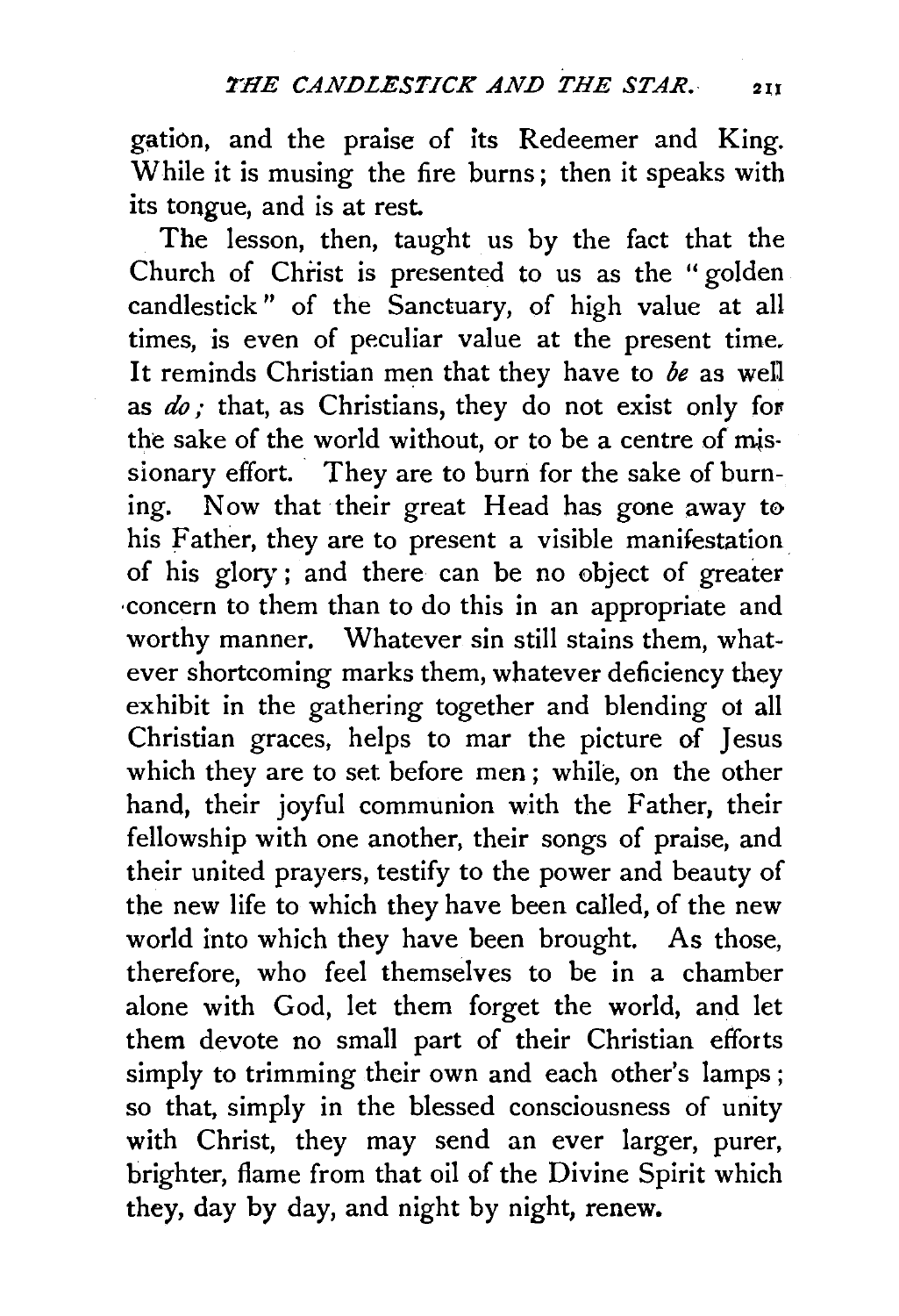gation, and the praise of its Redeemer and King. While it is musing the fire burns; then it speaks with its tongue, and is at rest.

The lesson, then, taught us by the fact that the Church of Christ is presented to us as the "golden candlestick" of the Sanctuary, of high value at all times, is even of peculiar value at the present time. It reminds Christian men that they have to *be* as well as *do;* that, as Christians, they do not exist only for the sake of the world without, or to be a centre of missionary effort. They are to burn for the sake of burning. Now that their great Head has gone away to his Father, they are to present a visible manifestation of his glory; and there can be no object of greater concern to them than to do this in an appropriate and worthy manner. Whatever sin still stains them, whatever shortcoming marks them, whatever deficiency they exhibit in the gathering together and blending of all Christian graces, helps to mar the picture of Jesus which they are to set before men; while, on the other hand, their joyful communion with the Father, their fellowship with one another, their songs of praise, and their united prayers, testify to the power and beauty of the new life to which they have been called, of the new world into which they have been brought. As those, therefore, who feel themselves to be in a chamber alone with God, let them forget the world, and let them devote no small part of their Christian efforts simply to trimming their own and each other's lamps; so that, simply in the blessed consciousness of unity with Christ, they may send an ever larger, purer, brighter, flame from that oil of the Divine Spirit which they, day by day, and night by night, renew.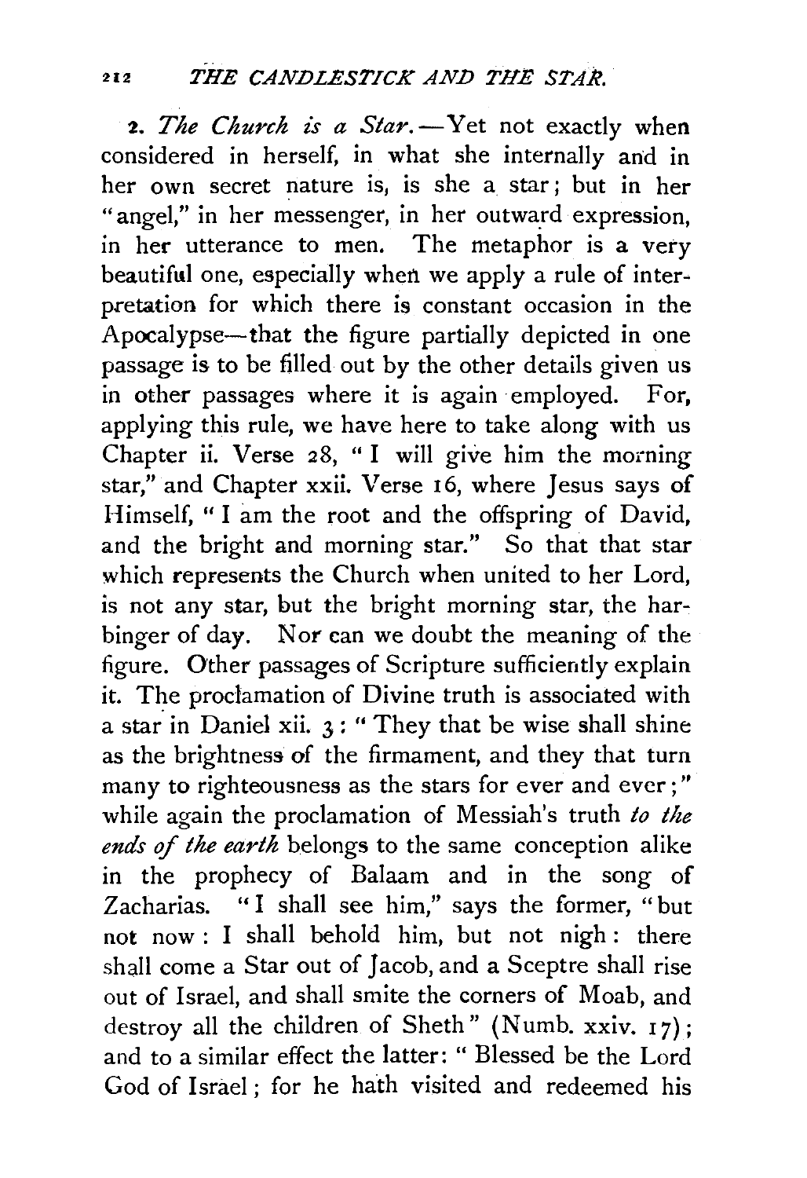2. *The Church is a Star.*—Yet not exactly when considered in herself, in what she internally and in her own secret nature is, is she a star; but in her "angel," in her messenger, in her outward expression, in her utterance to men. The metaphor is a very beautiful one, especially when we apply a rule of interpretation for which there is constant occasion in the Apocalypse—that the figure partially depicted in one passage is to be filled out by the other details given us in other passages where it is again employed. For, applying this rule, we have here to take along with us Chapter ii. Verse 28, "I will give him the morning star," and Chapter xxii. Verse 16, where Jesus says of Himself, "I am the root and the offspring of David, and the bright and morning star." So that that star which represents the Church when united to her Lord, is not any star, but the bright morning star, the harbinger of day. Nor can we doubt the meaning of the figure. Other passages of Scripture sufficiently explain it. The proclamation of Divine truth is associated with a star in Daniel xii. 3: "They that be wise shall shine as the brightness of the firmament, and they that turn many to righteousness as the stars for ever and ever;" while again the proclamation of Messiah's truth *to the ends of the earth* belongs to the same conception alike in the prophecy of Balaam and in the song of Zacharias. "I shall see him," says the former, "but not now: I shall behold him, but not nigh: there shall come a Star out of Jacob, and a Sceptre shall rise out of Israel, and shall smite the corners of Moab, and destroy all the children of Sheth" (Numb. xxiv. 17); and to a similar effect the latter: "Blessed be the Lord God of Israel; for he hath visited and redeemed his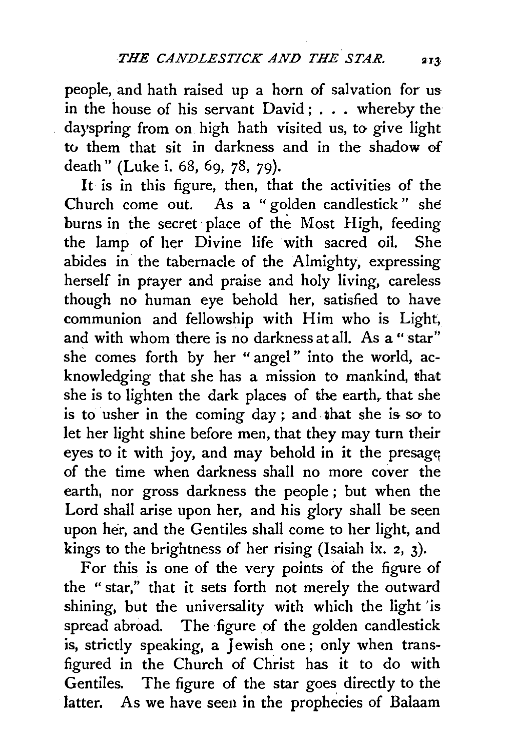people, and hath raised up a horn of salvation for us in the house of his servant David; . . . whereby the dayspring from on high hath visited us, to give light to them that sit in darkness and in the shadow of death" (Luke i. 68, 69, 78, 79).

It is in this figure, then, that the activities of the Church come out. As a "golden candlestick" she burns in the secret place of the Most High, feeding the lamp of her Divine life with sacred oil. She abides in the tabernacle of the Almighty, expressing herself in prayer and praise and holy living, careless though no human eye behold her, satisfied to have communion and fellowship with Him who is Light, and with whom there is no darkness at all. As a "star" she comes forth by her "angel" into the world, acknowledging that she has a mission to mankind, that she is to lighten the dark places of the earth, that she is to usher in the coming day; and that she is so to let her light shine before men, that they may turn their eyes to it with joy, and may behold in it the presage of the time when darkness shall no more cover the earth, nor gross darkness the people; but when the Lord shall arise upon her, and his glory shall be seen upon her, and the Gentiles shall come to her light, and kings to the brightness of her rising (Isaiah lx. 2, 3).

For this is one of the very points of the figure of the "star," that it sets forth not merely the outward shining, but the universality with which the light is spread abroad. The figure of the golden candlestick is, strictly speaking, a Jewish one; only when transfigured in the Church of Christ has it to do with Gentiles. The figure of the star goes directly to the latter. As we have seen in the prophecies of Balaam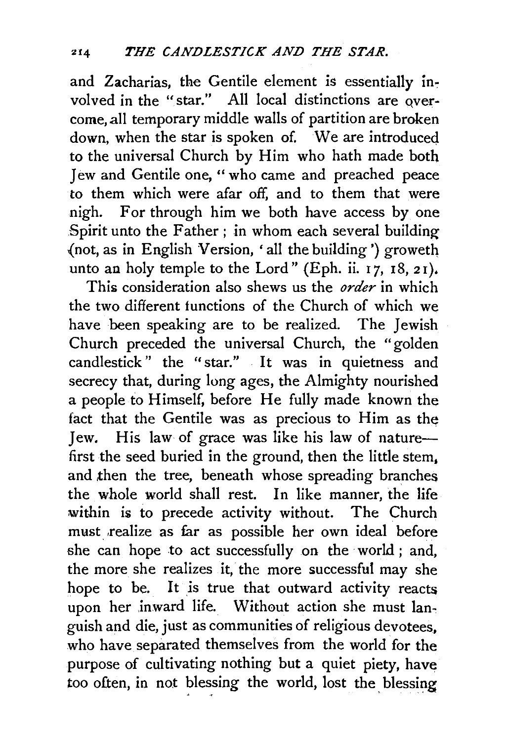and Zacharias, the Gentile element is essentially involved in the "star." All local distinctions are overcome, all temporary middle walls of partition are broken down, when the star is spoken of. We are introduced to the universal Church by Him who hath made both Jew and Gentile one, "who came and preached peace to them which were afar off, and to them that were nigh. For through him we both have access by one Spirit unto the Father; in whom each several building (not, as in English Version, 'all the building') groweth unto an holy temple to the Lord" (Eph. ii. 17, 18, 21).

This consideration also shews us the *order* in which the two different functions of the Church of which we have been speaking are to be realized. The Jewish Church preceded the universal Church, the "golden candlestick" the "star." It was in quietness and secrecy that, during long ages, the Almighty nourished a people to Himself, before He fully made known the fact that the Gentile was as precious to Him as the Jew. His law of grace was like his law of nature—first the seed buried in the ground, then the little stem, and then the tree, beneath whose spreading branches the whole world shall rest. In like manner, the life within is to precede activity without. The Church must realize as far as possible her own ideal before she can hope to act successfully on the world; and, the more she realizes it, the more successful may she hope to be. It is true that outward activity reacts upon her inward life. Without action she must languish and die, just as communities of religious devotees, who have separated themselves from the world for the purpose of cultivating nothing but a quiet piety, have too often, in not blessing the world, lost the blessing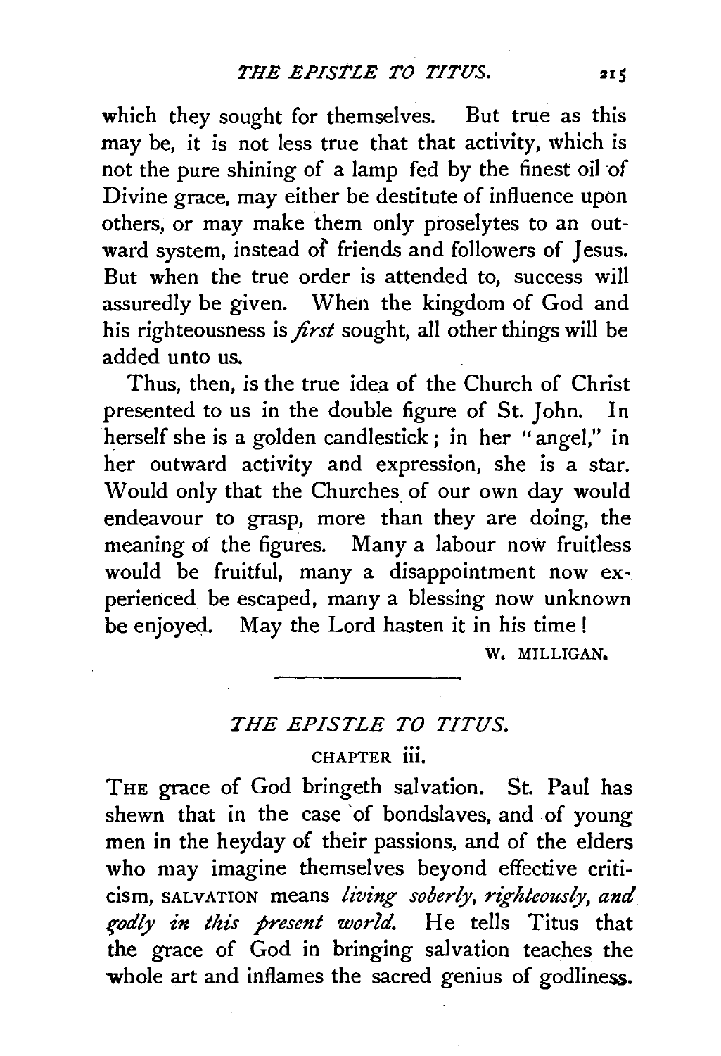which they sought for themselves. But true as this may be, it is not less true that that activity, which is not the pure shining of a lamp fed by the finest oil of Divine grace, may either be destitute of influence upon others, or may make them only proselytes to an outward system, instead of friends and followers of Jesus. But when the true order is attended to, success will assuredly be given. When the kingdom of God and his righteousness is *first* sought, all other things will be added unto us.

Thus, then, is the true idea of the Church of Christ presented to us in the double figure of St. John. In herself she is a golden candlestick; in her "angel," in her outward activity and expression, she is a star. Would only that the Churches of our own day would endeavour to grasp, more than they are doing, the meaning of the figures. Many a labour now fruitless would be fruitful, many a disappointment now experienced be escaped, many a blessing now unknown be enjoyed. May the Lord hasten it in his time!

W. MILLIGAN.

---

## *THE EPISTLE TO TITUS.*

### CHAPTER iii.

THE grace of God bringeth salvation. St. Paul has shewn that in the case of bondslaves, and of young men in the heyday of their passions, and of the elders who may imagine themselves beyond effective criticism, SALVATION means *living soberly, righteously, and godly in this present world.* He tells Titus that the grace of God in bringing salvation teaches the whole art and inflames the sacred genius of godliness.